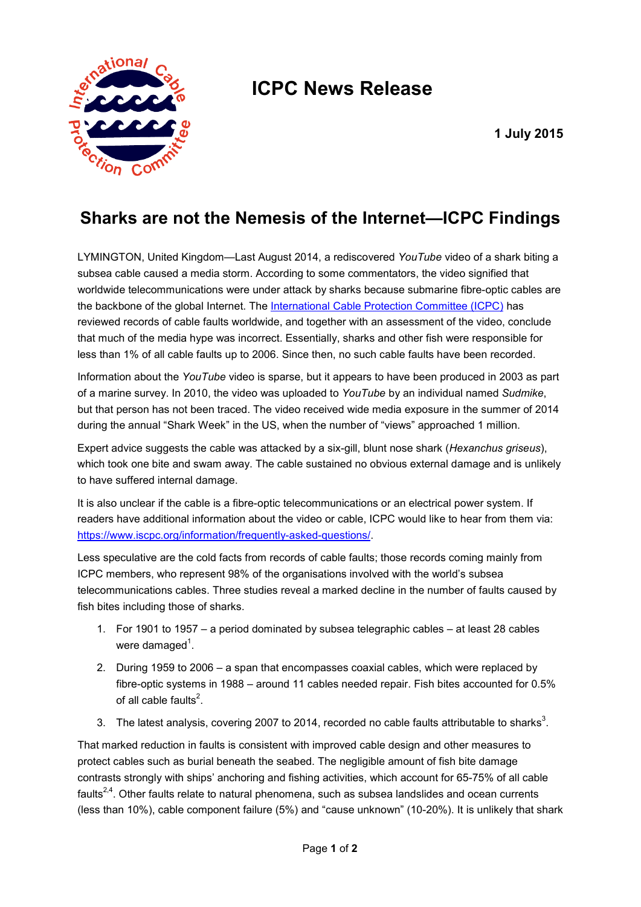# ICPC News Release

**1 July 2015**

## Sharks are not the Nemesis of the Internet—ICPC Findings

LYMINGTON, United Kingdom—Last August 2014, a rediscovered *YouTube* video of a shark biting a subsea cable caused a media storm. According to some commentators, the video signified that worldwide telecommunications were under attack by sharks because submarine fibre-optic cables are the backbone of the global Internet. The [International Cable Protection Committee (ICPC)] has reviewed records of cable faults worldwide, and together with an assessment of the video, conclude that much of the media hype was incorrect. Essentially, sharks and other fish were responsible for less than 1% of all cable faults up to 2006. Since then, no such cable faults have been recorded.

Information about the *YouTube* video is sparse, but it appears to have been produced in 2003 as part of a marine survey. In 2010, the video was uploaded to *YouTube* by an individual named *Sudmike*, but that person has not been traced. The video received wide media exposure in the summer of 2014 during the annual "Shark Week" in the US, when the number of "views" approached 1 million.

Expert advice suggests the cable was attacked by a six-gill, blunt nose shark (*Hexanchus griseus*), which took one bite and swam away. The cable sustained no obvious external damage and is unlikely to have suffered internal damage.

It is also unclear if the cable is a fibre-optic telecommunications or an electrical power system. If readers have additional information about the video or cable, ICPC would like to hear from them via: https://www.iscpc.org/information/frequently-asked-questions/.

Less speculative are the cold facts from records of cable faults; those records coming mainly from ICPC members, who represent 98% of the organisations involved with the world's subsea telecommunications cables. Three studies reveal a marked decline in the number of faults caused by fish bites including those of sharks.

1. For 1901 to 1957 – a period dominated by subsea telegraphic cables – at least 28 cables were damaged[1].
2. During 1959 to 2006 – a span that encompasses coaxial cables, which were replaced by fibre-optic systems in 1988 – around 11 cables needed repair. Fish bites accounted for 0.5% of all cable faults[2].
3. The latest analysis, covering 2007 to 2014, recorded no cable faults attributable to sharks[3].

That marked reduction in faults is consistent with improved cable design and other measures to protect cables such as burial beneath the seabed. The negligible amount of fish bite damage contrasts strongly with ships' anchoring and fishing activities, which account for 65-75% of all cable faults[2,4]. Other faults relate to natural phenomena, such as subsea landslides and ocean currents (less than 10%), cable component failure (5%) and "cause unknown" (10-20%). It is unlikely that shark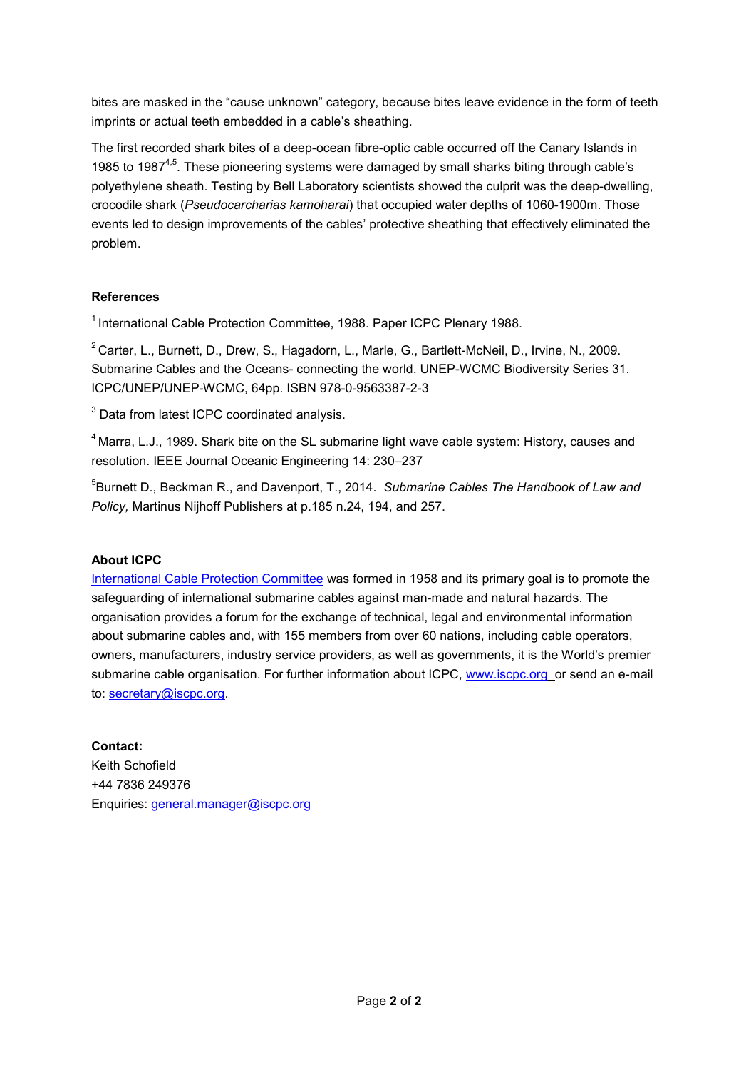bites are masked in the "cause unknown" category, because bites leave evidence in the form of teeth imprints or actual teeth embedded in a cable's sheathing.

The first recorded shark bites of a deep-ocean fibre-optic cable occurred off the Canary Islands in 1985 to 1987[4,5]. These pioneering systems were damaged by small sharks biting through cable's polyethylene sheath. Testing by Bell Laboratory scientists showed the culprit was the deep-dwelling, crocodile shark (*Pseudocarcharias kamoharai*) that occupied water depths of 1060-1900m. Those events led to design improvements of the cables' protective sheathing that effectively eliminated the problem.

**References**

[1] International Cable Protection Committee, 1988. Paper ICPC Plenary 1988.

[2] Carter, L., Burnett, D., Drew, S., Hagadorn, L., Marle, G., Bartlett-McNeil, D., Irvine, N., 2009. Submarine Cables and the Oceans- connecting the world. UNEP-WCMC Biodiversity Series 31. ICPC/UNEP/UNEP-WCMC, 64pp. ISBN 978-0-9563387-2-3

[3] Data from latest ICPC coordinated analysis.

[4] Marra, L.J., 1989. Shark bite on the SL submarine light wave cable system: History, causes and resolution. IEEE Journal Oceanic Engineering 14: 230–237

[5] Burnett D., Beckman R., and Davenport, T., 2014. *Submarine Cables The Handbook of Law and Policy,* Martinus Nijhoff Publishers at p.185 n.24, 194, and 257.

**About ICPC**

International Cable Protection Committee was formed in 1958 and its primary goal is to promote the safeguarding of international submarine cables against man-made and natural hazards. The organisation provides a forum for the exchange of technical, legal and environmental information about submarine cables and, with 155 members from over 60 nations, including cable operators, owners, manufacturers, industry service providers, as well as governments, it is the World's premier submarine cable organisation. For further information about ICPC, www.iscpc.org or send an e-mail to: secretary@iscpc.org.

**Contact:**

Keith Schofield

+44 7836 249376

Enquiries: general.manager@iscpc.org